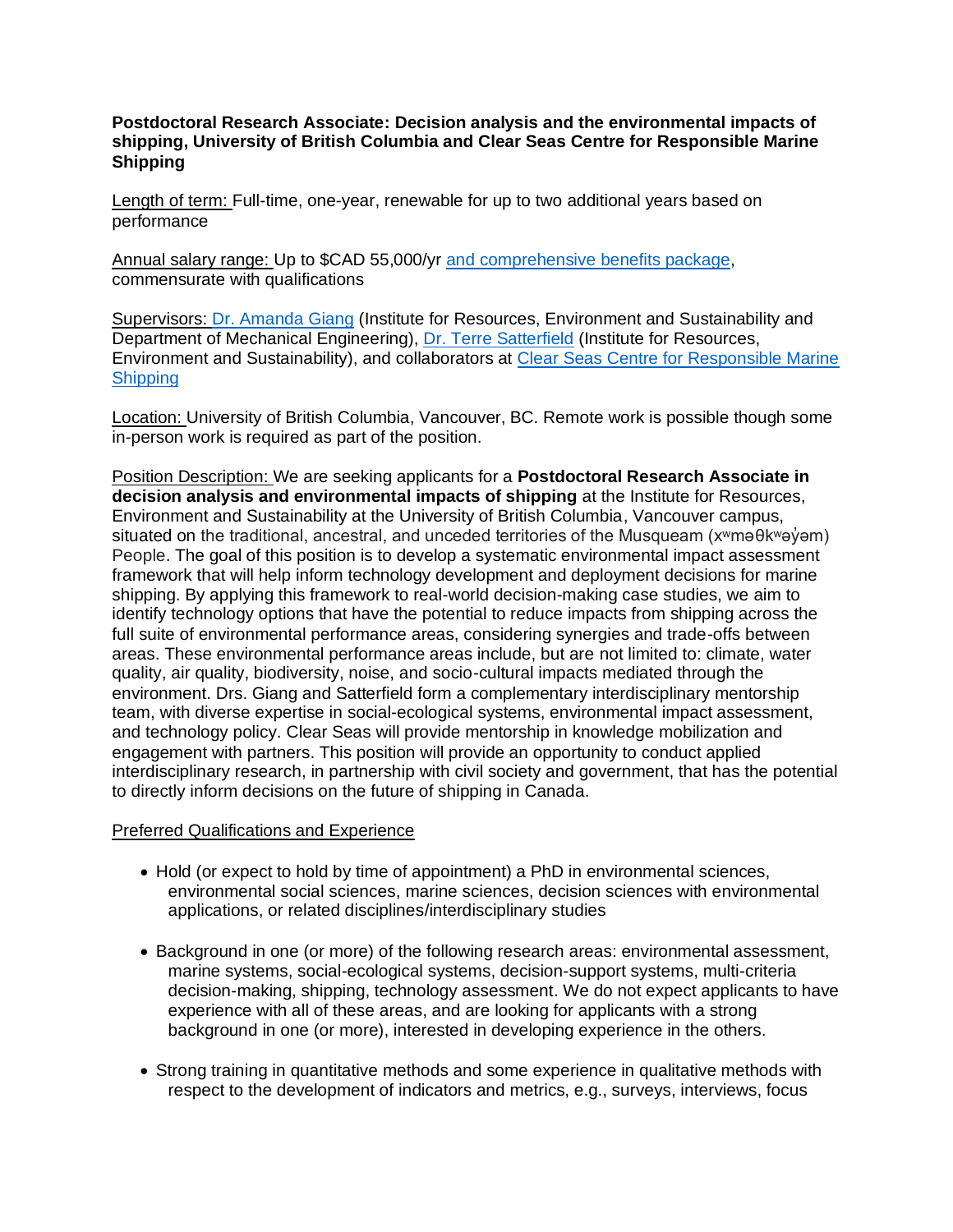**Postdoctoral Research Associate: Decision analysis and the environmental impacts of shipping, University of British Columbia and Clear Seas Centre for Responsible Marine Shipping**

Length of term: Full-time, one-year, renewable for up to two additional years based on performance

Annual salary range: Up to $CAD 55,000/yr and comprehensive benefits package, commensurate with qualifications

Supervisors: Dr. Amanda Giang (Institute for Resources, Environment and Sustainability and Department of Mechanical Engineering), Dr. Terre Satterfield (Institute for Resources, Environment and Sustainability), and collaborators at Clear Seas Centre for Responsible Marine Shipping

Location: University of British Columbia, Vancouver, BC. Remote work is possible though some in-person work is required as part of the position.

Position Description: We are seeking applicants for a **Postdoctoral Research Associate in decision analysis and environmental impacts of shipping** at the Institute for Resources, Environment and Sustainability at the University of British Columbia, Vancouver campus, situated on the traditional, ancestral, and unceded territories of the Musqueam (xʷməθkʷəy̓əm) People. The goal of this position is to develop a systematic environmental impact assessment framework that will help inform technology development and deployment decisions for marine shipping. By applying this framework to real-world decision-making case studies, we aim to identify technology options that have the potential to reduce impacts from shipping across the full suite of environmental performance areas, considering synergies and trade-offs between areas. These environmental performance areas include, but are not limited to: climate, water quality, air quality, biodiversity, noise, and socio-cultural impacts mediated through the environment. Drs. Giang and Satterfield form a complementary interdisciplinary mentorship team, with diverse expertise in social-ecological systems, environmental impact assessment, and technology policy. Clear Seas will provide mentorship in knowledge mobilization and engagement with partners. This position will provide an opportunity to conduct applied interdisciplinary research, in partnership with civil society and government, that has the potential to directly inform decisions on the future of shipping in Canada.

Preferred Qualifications and Experience

- Hold (or expect to hold by time of appointment) a PhD in environmental sciences, environmental social sciences, marine sciences, decision sciences with environmental applications, or related disciplines/interdisciplinary studies
- Background in one (or more) of the following research areas: environmental assessment, marine systems, social-ecological systems, decision-support systems, multi-criteria decision-making, shipping, technology assessment. We do not expect applicants to have experience with all of these areas, and are looking for applicants with a strong background in one (or more), interested in developing experience in the others.
- Strong training in quantitative methods and some experience in qualitative methods with respect to the development of indicators and metrics, e.g., surveys, interviews, focus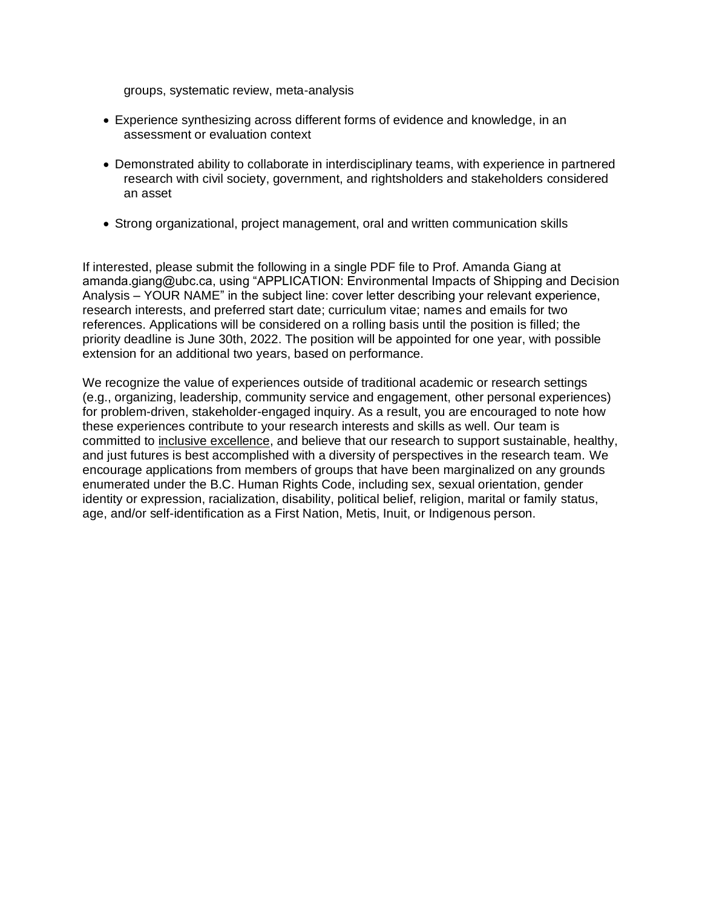groups, systematic review, meta-analysis

- Experience synthesizing across different forms of evidence and knowledge, in an assessment or evaluation context
- Demonstrated ability to collaborate in interdisciplinary teams, with experience in partnered research with civil society, government, and rightsholders and stakeholders considered an asset
- Strong organizational, project management, oral and written communication skills

If interested, please submit the following in a single PDF file to Prof. Amanda Giang at amanda.giang@ubc.ca, using "APPLICATION: Environmental Impacts of Shipping and Decision Analysis – YOUR NAME" in the subject line: cover letter describing your relevant experience, research interests, and preferred start date; curriculum vitae; names and emails for two references. Applications will be considered on a rolling basis until the position is filled; the priority deadline is June 30th, 2022. The position will be appointed for one year, with possible extension for an additional two years, based on performance.

We recognize the value of experiences outside of traditional academic or research settings (e.g., organizing, leadership, community service and engagement, other personal experiences) for problem-driven, stakeholder-engaged inquiry. As a result, you are encouraged to note how these experiences contribute to your research interests and skills as well. Our team is committed to inclusive excellence, and believe that our research to support sustainable, healthy, and just futures is best accomplished with a diversity of perspectives in the research team. We encourage applications from members of groups that have been marginalized on any grounds enumerated under the B.C. Human Rights Code, including sex, sexual orientation, gender identity or expression, racialization, disability, political belief, religion, marital or family status, age, and/or self-identification as a First Nation, Metis, Inuit, or Indigenous person.